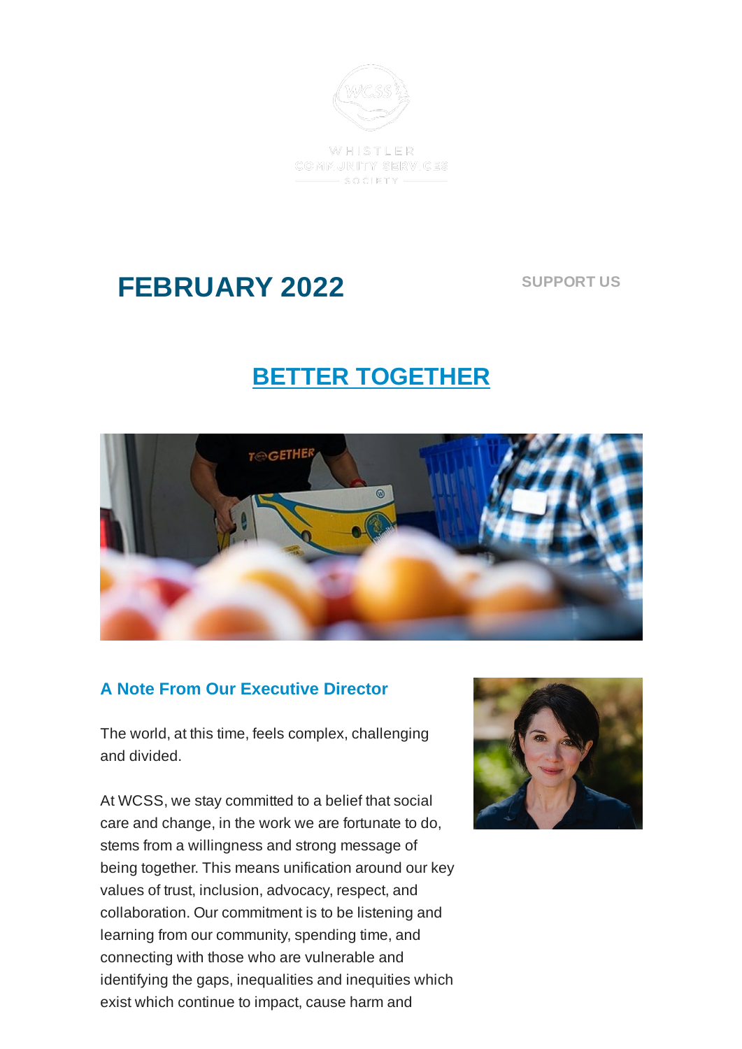WHISTLER COMMUNITY SERVICES SOCIETY

# FEBRUARY 2022

SUPPORT US

## BETTER TOGETHER

### A Note From Our Executive Director

The world, at this time, feels complex, challenging and divided.

At WCSS, we stay committed to a belief that social care and change, in the work we are fortunate to do, stems from a willingness and strong message of being together. This means unification around our key values of trust, inclusion, advocacy, respect, and collaboration. Our commitment is to be listening and learning from our community, spending time, and connecting with those who are vulnerable and identifying the gaps, inequalities and inequities which exist which continue to impact, cause harm and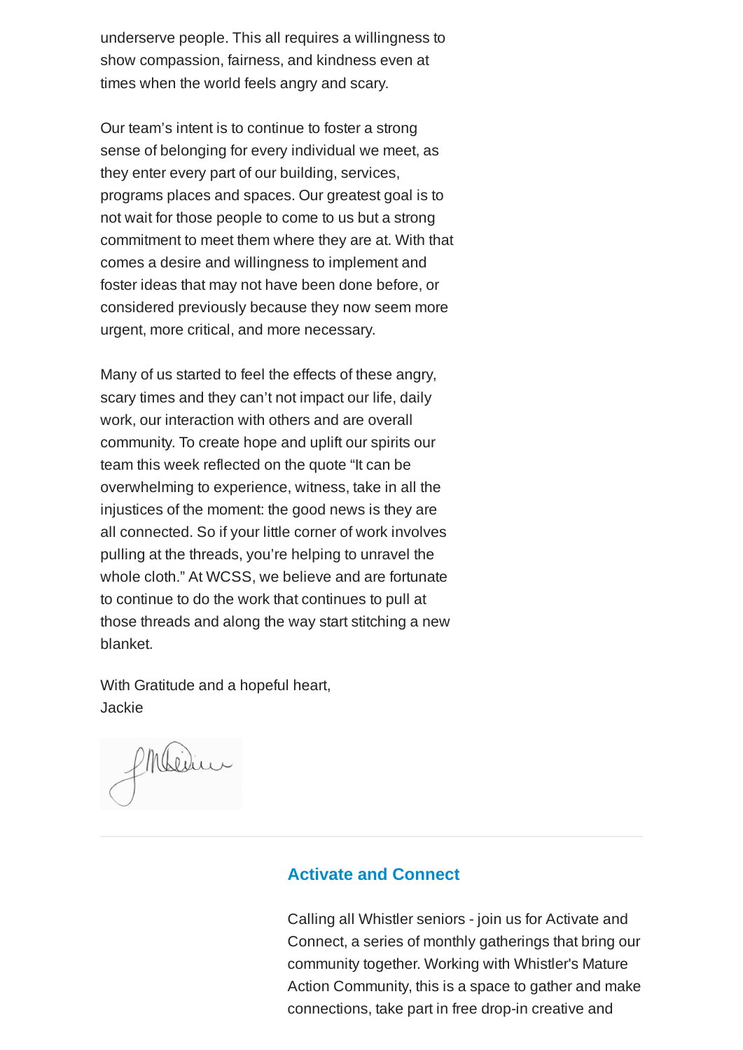underserve people. This all requires a willingness to show compassion, fairness, and kindness even at times when the world feels angry and scary.

Our team's intent is to continue to foster a strong sense of belonging for every individual we meet, as they enter every part of our building, services, programs places and spaces. Our greatest goal is to not wait for those people to come to us but a strong commitment to meet them where they are at. With that comes a desire and willingness to implement and foster ideas that may not have been done before, or considered previously because they now seem more urgent, more critical, and more necessary.

Many of us started to feel the effects of these angry, scary times and they can't not impact our life, daily work, our interaction with others and are overall community. To create hope and uplift our spirits our team this week reflected on the quote "It can be overwhelming to experience, witness, take in all the injustices of the moment: the good news is they are all connected. So if your little corner of work involves pulling at the threads, you're helping to unravel the whole cloth." At WCSS, we believe and are fortunate to continue to do the work that continues to pull at those threads and along the way start stitching a new blanket.

With Gratitude and a hopeful heart,
Jackie

---

### Activate and Connect

Calling all Whistler seniors - join us for Activate and Connect, a series of monthly gatherings that bring our community together. Working with Whistler's Mature Action Community, this is a space to gather and make connections, take part in free drop-in creative and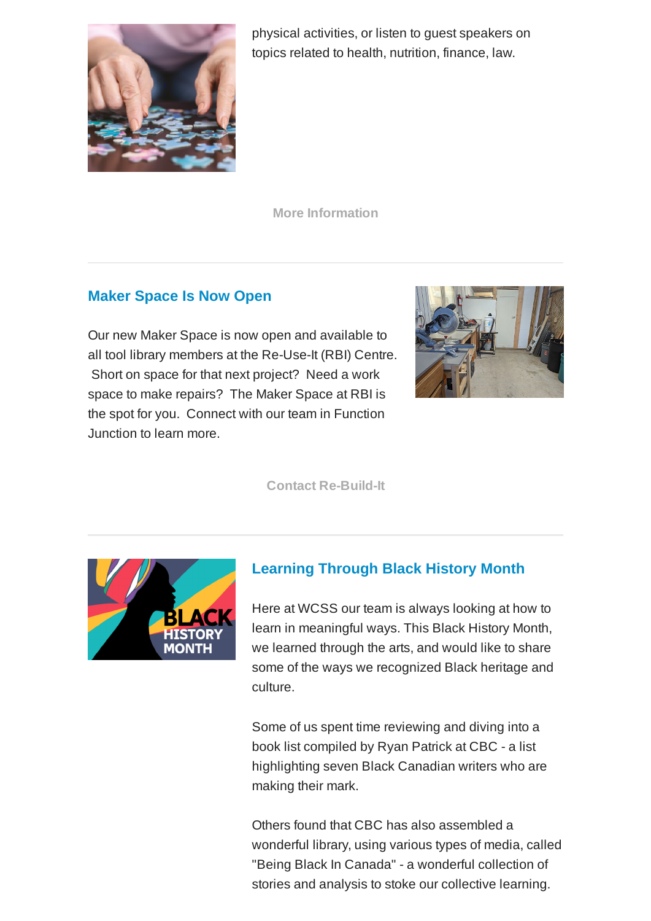physical activities, or listen to guest speakers on topics related to health, nutrition, finance, law.

**More Information**

---

## Maker Space Is Now Open

Our new Maker Space is now open and available to all tool library members at the Re-Use-It (RBI) Centre. Short on space for that next project? Need a work space to make repairs? The Maker Space at RBI is the spot for you. Connect with our team in Function Junction to learn more.

**Contact Re-Build-It**

---

## Learning Through Black History Month

Here at WCSS our team is always looking at how to learn in meaningful ways. This Black History Month, we learned through the arts, and would like to share some of the ways we recognized Black heritage and culture.

Some of us spent time reviewing and diving into a book list compiled by Ryan Patrick at CBC - a list highlighting seven Black Canadian writers who are making their mark.

Others found that CBC has also assembled a wonderful library, using various types of media, called "Being Black In Canada" - a wonderful collection of stories and analysis to stoke our collective learning.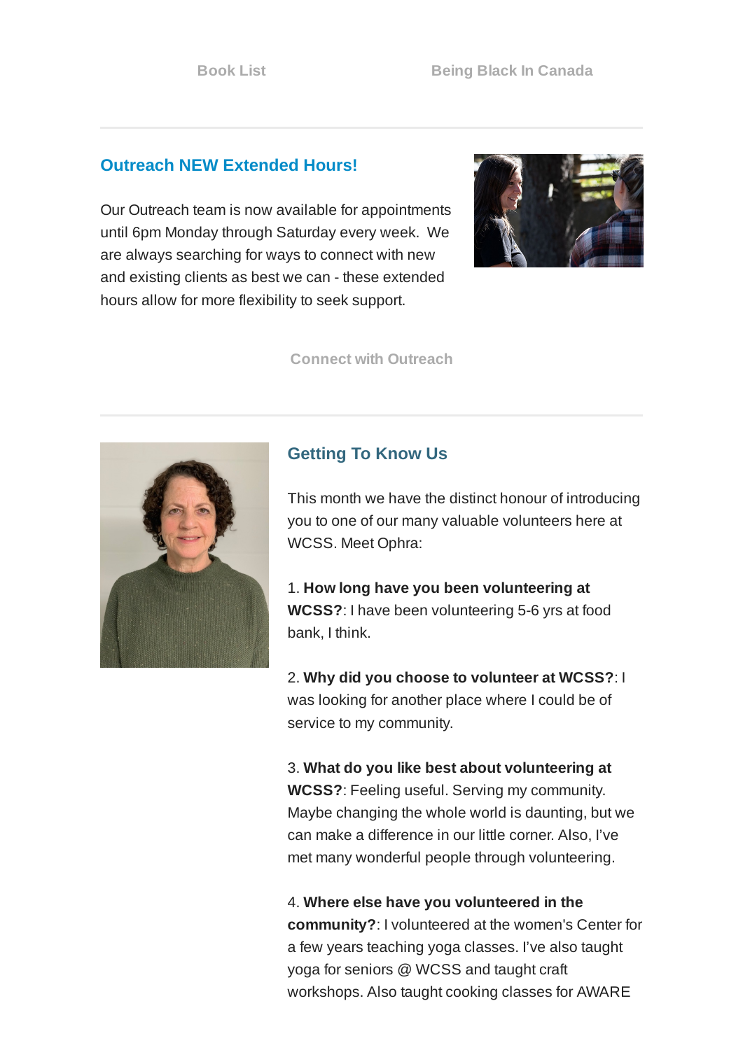Book List Being Black In Canada

---

## Outreach NEW Extended Hours!

Our Outreach team is now available for appointments until 6pm Monday through Saturday every week. We are always searching for ways to connect with new and existing clients as best we can - these extended hours allow for more flexibility to seek support.

Connect with Outreach

---

## Getting To Know Us

This month we have the distinct honour of introducing you to one of our many valuable volunteers here at WCSS. Meet Ophra:

1. **How long have you been volunteering at WCSS?**: I have been volunteering 5-6 yrs at food bank, I think.

2. **Why did you choose to volunteer at WCSS?**: I was looking for another place where I could be of service to my community.

3. **What do you like best about volunteering at WCSS?**: Feeling useful. Serving my community. Maybe changing the whole world is daunting, but we can make a difference in our little corner. Also, I've met many wonderful people through volunteering.

4. **Where else have you volunteered in the community?**: I volunteered at the women's Center for a few years teaching yoga classes. I've also taught yoga for seniors @ WCSS and taught craft workshops. Also taught cooking classes for AWARE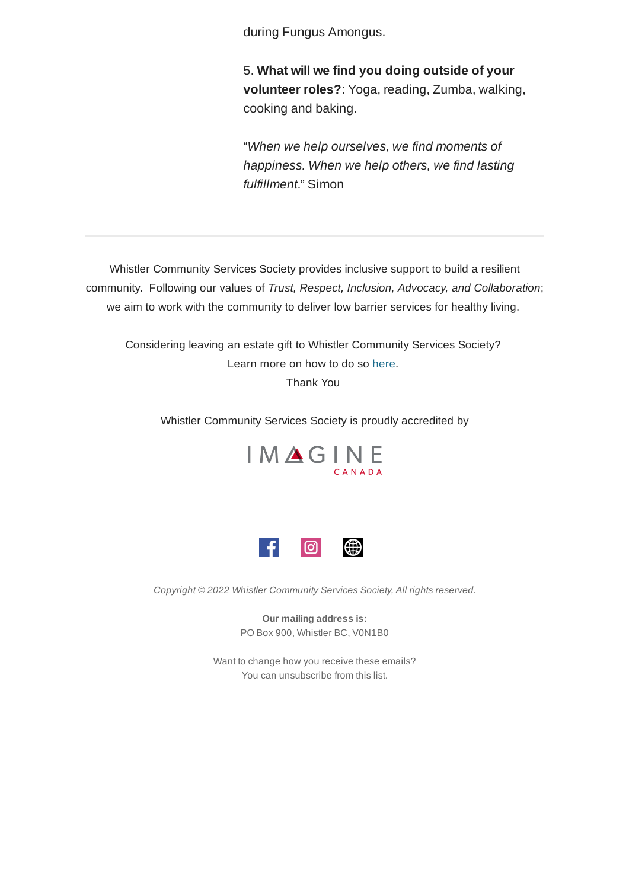during Fungus Amongus.

5. **What will we find you doing outside of your volunteer roles?**: Yoga, reading, Zumba, walking, cooking and baking.

"*When we help ourselves, we find moments of happiness. When we help others, we find lasting fulfillment*." Simon

---

Whistler Community Services Society provides inclusive support to build a resilient community. Following our values of *Trust, Respect, Inclusion, Advocacy, and Collaboration*; we aim to work with the community to deliver low barrier services for healthy living.

Considering leaving an estate gift to Whistler Community Services Society?
Learn more on how to do so here.
Thank You

Whistler Community Services Society is proudly accredited by

IMAGINE CANADA

*Copyright © 2022 Whistler Community Services Society, All rights reserved.*

**Our mailing address is:**
PO Box 900, Whistler BC, V0N1B0

Want to change how you receive these emails?
You can unsubscribe from this list.